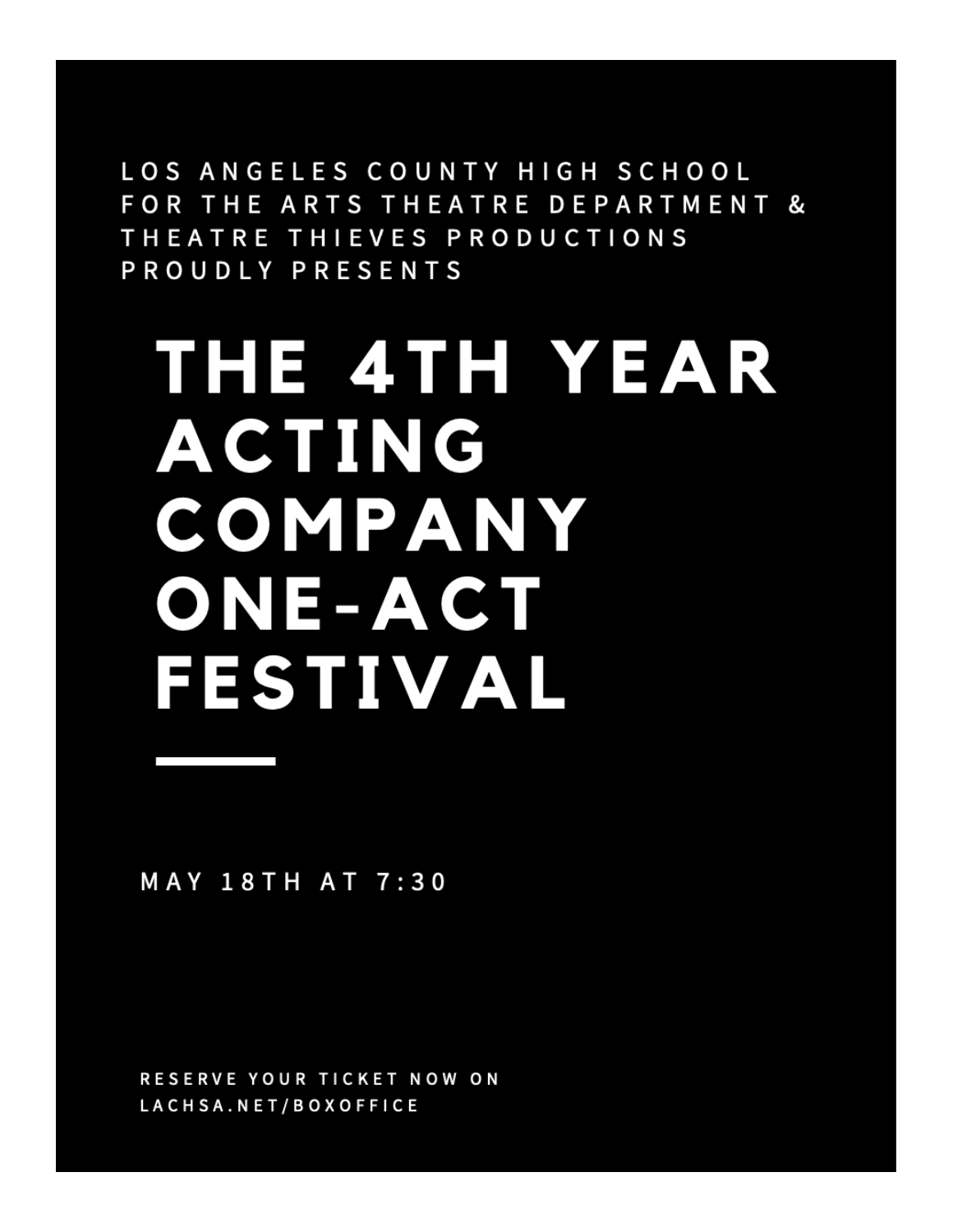LOS ANGELES COUNTY HIGH SCHOOL FOR THE ARTS THEATRE DEPARTMENT & THEATRE THIEVES PRODUCTIONS PROUDLY PRESENTS

# THE 4TH YEAR ACTING COMPANY ONE-ACT FESTIVAL

MAY 18TH AT 7:30

RESERVE YOUR TICKET NOW ON LACHSA.NET/BOXOFFICE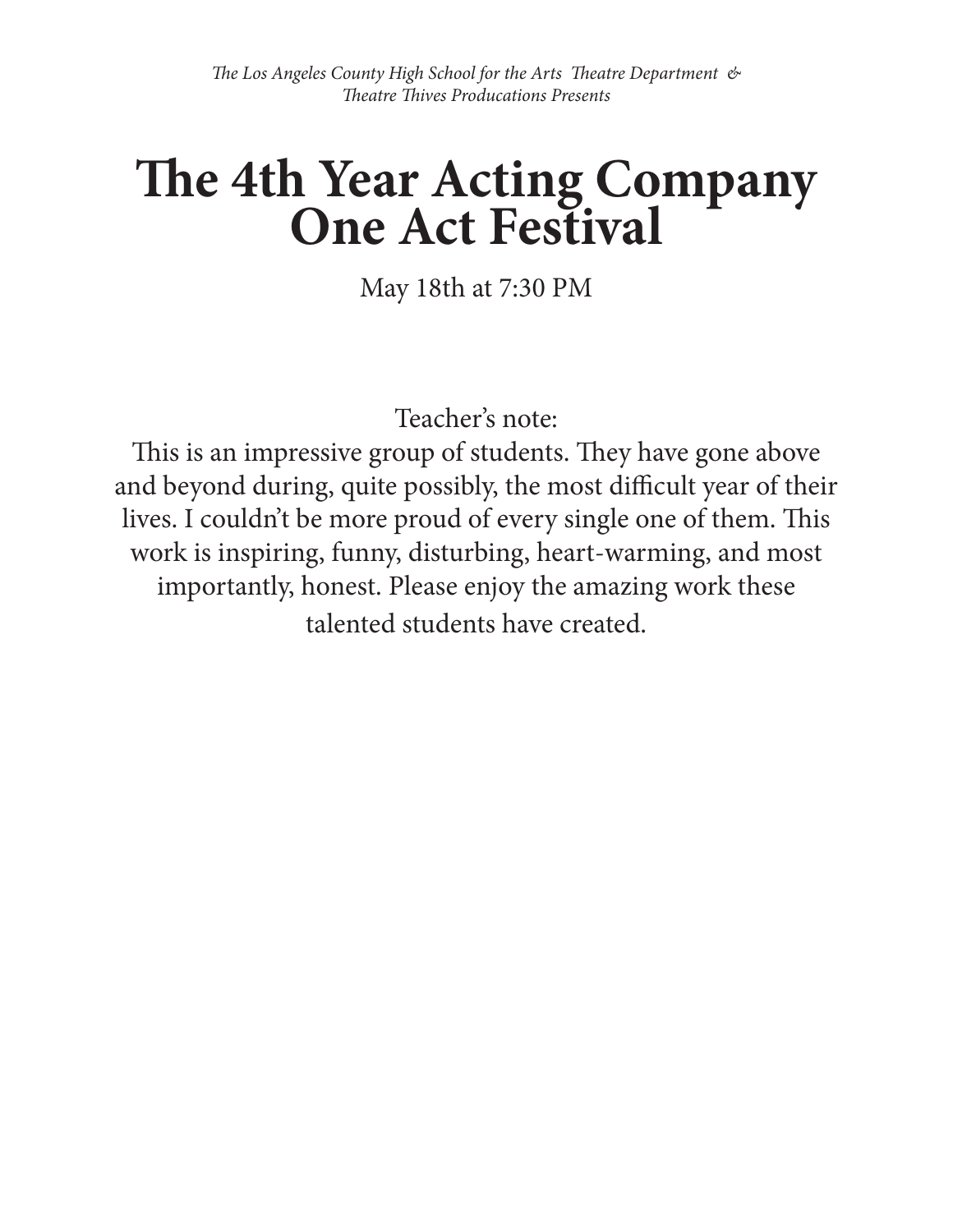*The Los Angeles County High School for the Arts Theatre Department & Theatre Thives Producations Presents*

# The 4th Year Acting Company One Act Festival

May 18th at 7:30 PM

Teacher's note:
This is an impressive group of students. They have gone above and beyond during, quite possibly, the most difficult year of their lives. I couldn't be more proud of every single one of them. This work is inspiring, funny, disturbing, heart-warming, and most importantly, honest. Please enjoy the amazing work these talented students have created.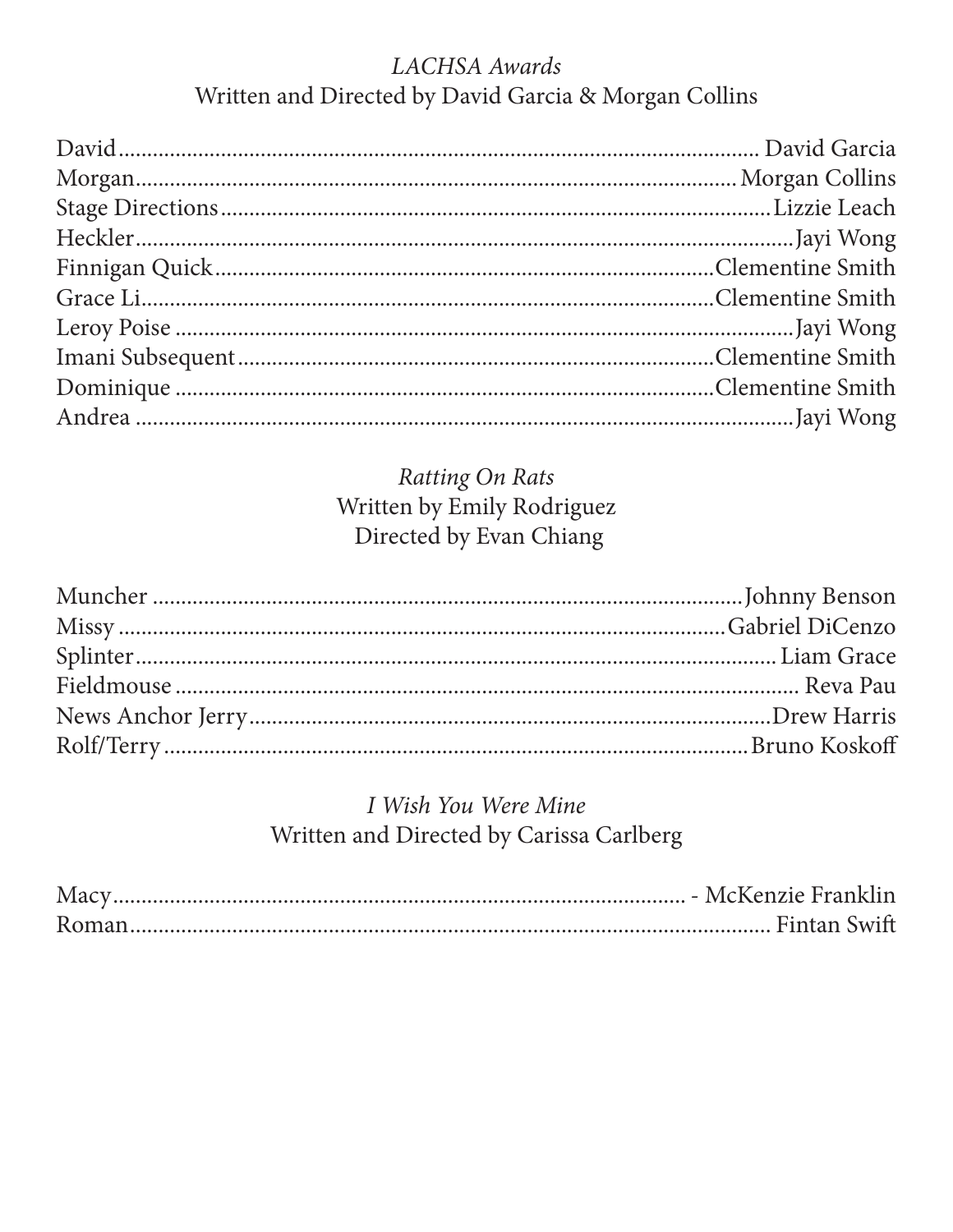*LACHSA Awards*

Written and Directed by David Garcia & Morgan Collins

David............................................................................................................ David Garcia
Morgan.......................................................................................................... Morgan Collins
Stage Directions........................................................................................... Lizzie Leach
Heckler.......................................................................................................... Jayi Wong
Finnigan Quick............................................................................................. Clementine Smith
Grace Li......................................................................................................... Clementine Smith
Leroy Poise ................................................................................................... Jayi Wong
Imani Subsequent......................................................................................... Clementine Smith
Dominique .................................................................................................... Clementine Smith
Andrea .......................................................................................................... Jayi Wong

*Ratting On Rats*

Written by Emily Rodriguez
Directed by Evan Chiang

Muncher ........................................................................................................ Johnny Benson
Missy ............................................................................................................ Gabriel DiCenzo
Splinter.......................................................................................................... Liam Grace
Fieldmouse ................................................................................................... Reva Pau
News Anchor Jerry........................................................................................ Drew Harris
Rolf/Terry ..................................................................................................... Bruno Koskoff

*I Wish You Were Mine*

Written and Directed by Carissa Carlberg

Macy............................................................................................................. - McKenzie Franklin
Roman........................................................................................................... Fintan Swift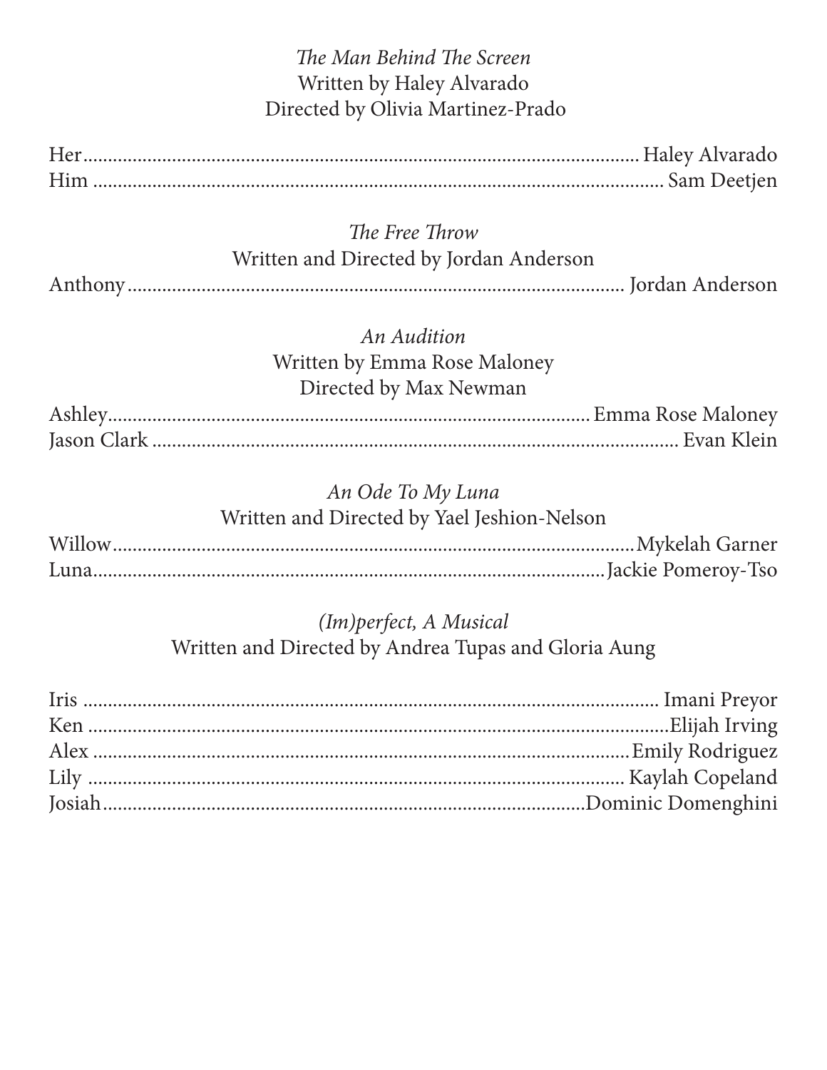*The Man Behind The Screen*
Written by Haley Alvarado
Directed by Olivia Martinez-Prado

Her....................Haley Alvarado
Him....................Sam Deetjen

*The Free Throw*
Written and Directed by Jordan Anderson

Anthony....................Jordan Anderson

*An Audition*
Written by Emma Rose Maloney
Directed by Max Newman

Ashley....................Emma Rose Maloney
Jason Clark....................Evan Klein

*An Ode To My Luna*
Written and Directed by Yael Jeshion-Nelson

Willow....................Mykelah Garner
Luna....................Jackie Pomeroy-Tso

*(Im)perfect, A Musical*
Written and Directed by Andrea Tupas and Gloria Aung

Iris....................Imani Preyor
Ken....................Elijah Irving
Alex....................Emily Rodriguez
Lily....................Kaylah Copeland
Josiah....................Dominic Domenghini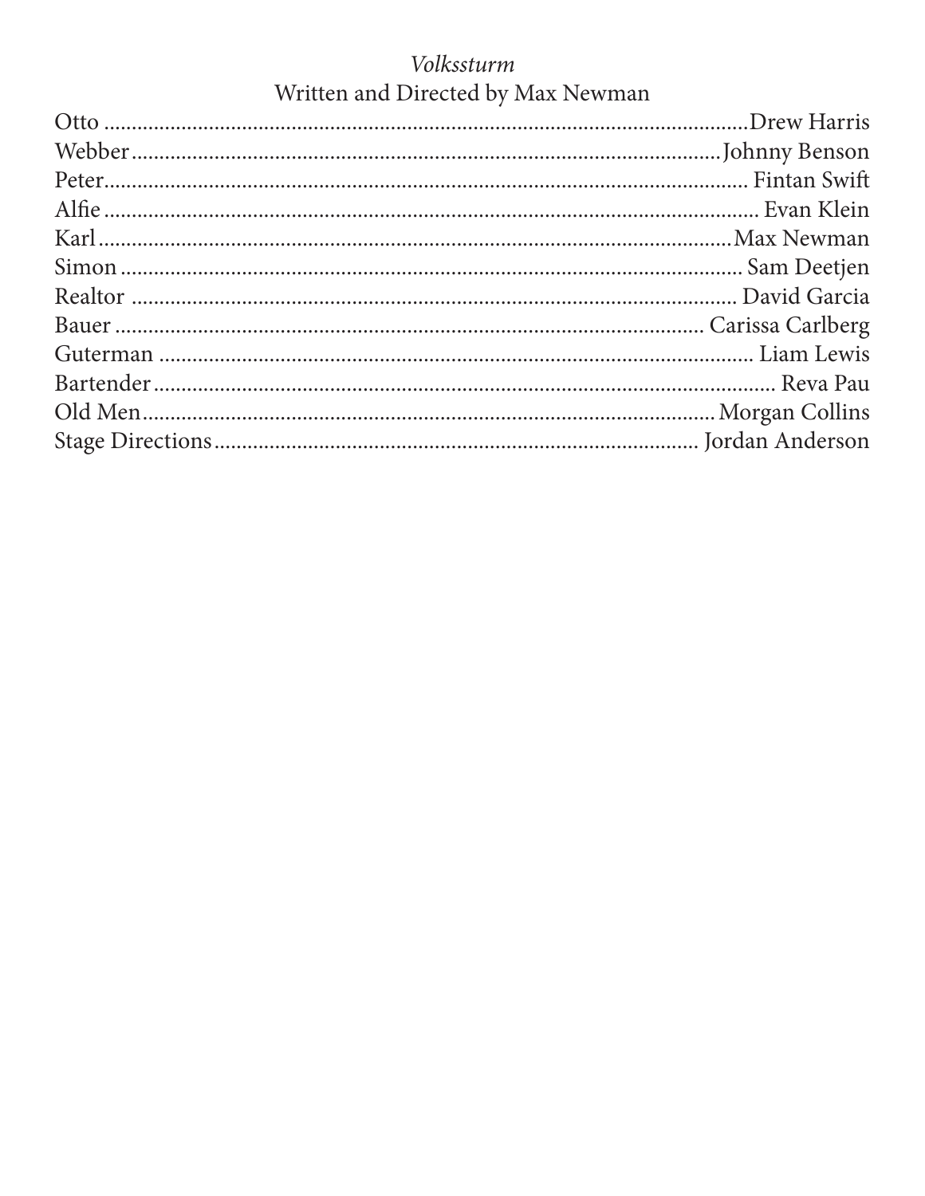*Volkssturm*

Written and Directed by Max Newman

Otto ........................................ Drew Harris
Webber ........................................ Johnny Benson
Peter ........................................ Fintan Swift
Alfie ........................................ Evan Klein
Karl ........................................ Max Newman
Simon ........................................ Sam Deetjen
Realtor ........................................ David Garcia
Bauer ........................................ Carissa Carlberg
Guterman ........................................ Liam Lewis
Bartender ........................................ Reva Pau
Old Men ........................................ Morgan Collins
Stage Directions ........................................ Jordan Anderson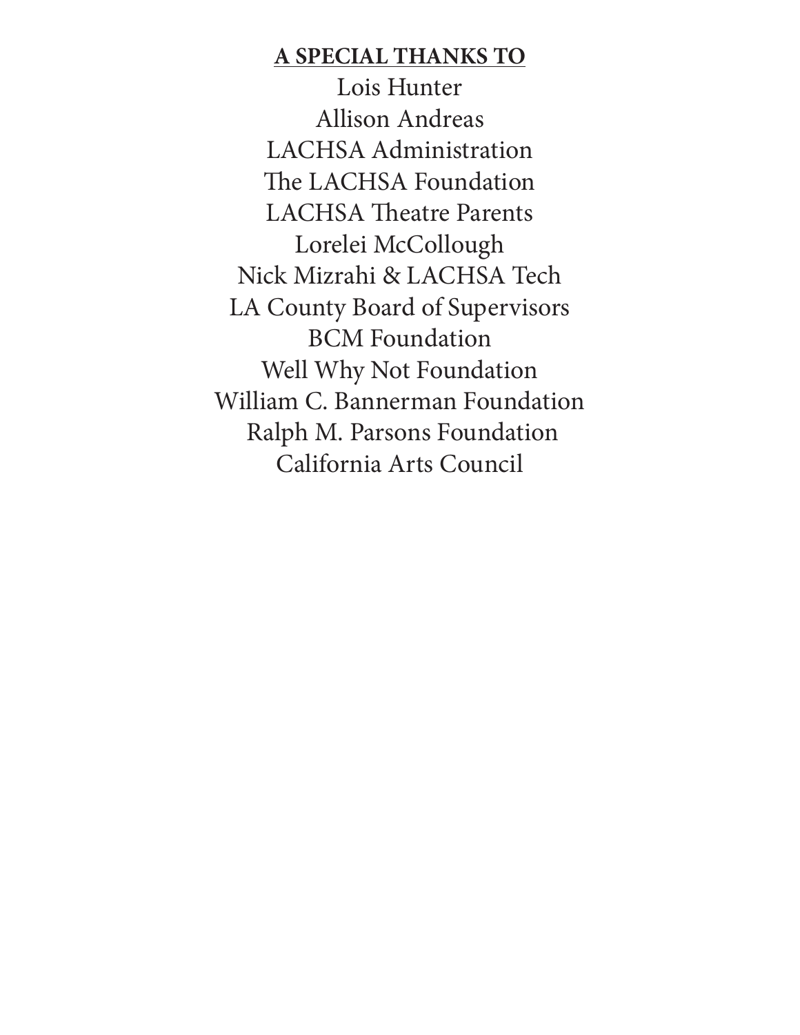**A SPECIAL THANKS TO**

Lois Hunter
Allison Andreas
LACHSA Administration
The LACHSA Foundation
LACHSA Theatre Parents
Lorelei McCollough
Nick Mizrahi & LACHSA Tech
LA County Board of Supervisors
BCM Foundation
Well Why Not Foundation
William C. Bannerman Foundation
Ralph M. Parsons Foundation
California Arts Council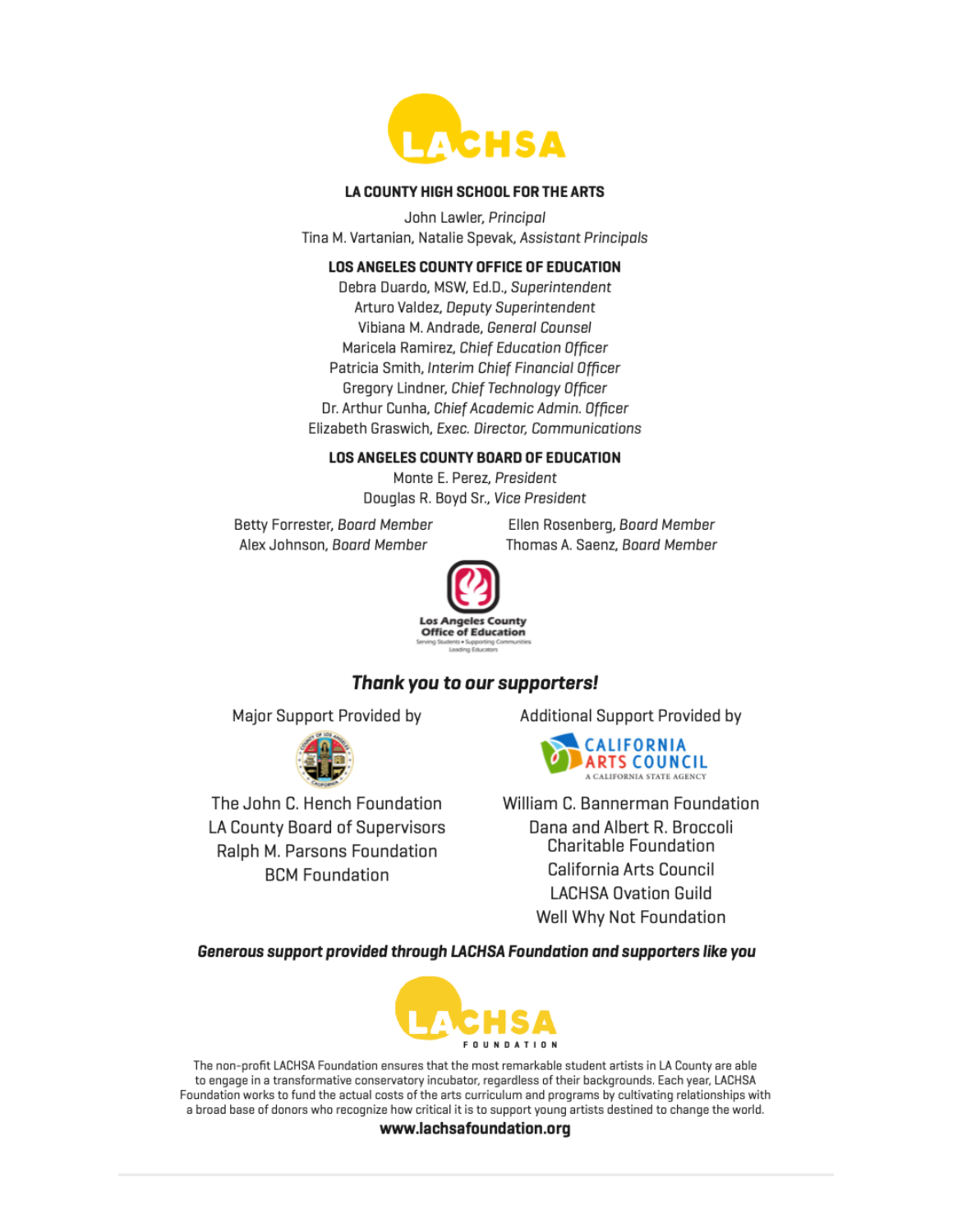LACHSA

## LA COUNTY HIGH SCHOOL FOR THE ARTS

John Lawler, *Principal*
Tina M. Vartanian, Natalie Spevak, *Assistant Principals*

## LOS ANGELES COUNTY OFFICE OF EDUCATION

Debra Duardo, MSW, Ed.D., *Superintendent*
Arturo Valdez, *Deputy Superintendent*
Vibiana M. Andrade, *General Counsel*
Maricela Ramirez, *Chief Education Officer*
Patricia Smith, *Interim Chief Financial Officer*
Gregory Lindner, *Chief Technology Officer*
Dr. Arthur Cunha, *Chief Academic Admin. Officer*
Elizabeth Graswich, *Exec. Director, Communications*

## LOS ANGELES COUNTY BOARD OF EDUCATION

Monte E. Perez, *President*
Douglas R. Boyd Sr., *Vice President*

Betty Forrester, *Board Member*
Alex Johnson, *Board Member*
Ellen Rosenberg, *Board Member*
Thomas A. Saenz, *Board Member*

Los Angeles County Office of Education
Serving Students • Supporting Communities • Leading Educators

## *Thank you to our supporters!*

Major Support Provided by

The John C. Hench Foundation
LA County Board of Supervisors
Ralph M. Parsons Foundation
BCM Foundation

Additional Support Provided by

CALIFORNIA ARTS COUNCIL
A CALIFORNIA STATE AGENCY

William C. Bannerman Foundation
Dana and Albert R. Broccoli Charitable Foundation
California Arts Council
LACHSA Ovation Guild
Well Why Not Foundation

***Generous support provided through LACHSA Foundation and supporters like you***

LACHSA FOUNDATION

The non-profit LACHSA Foundation ensures that the most remarkable student artists in LA County are able to engage in a transformative conservatory incubator, regardless of their backgrounds. Each year, LACHSA Foundation works to fund the actual costs of the arts curriculum and programs by cultivating relationships with a broad base of donors who recognize how critical it is to support young artists destined to change the world.

**www.lachsafoundation.org**